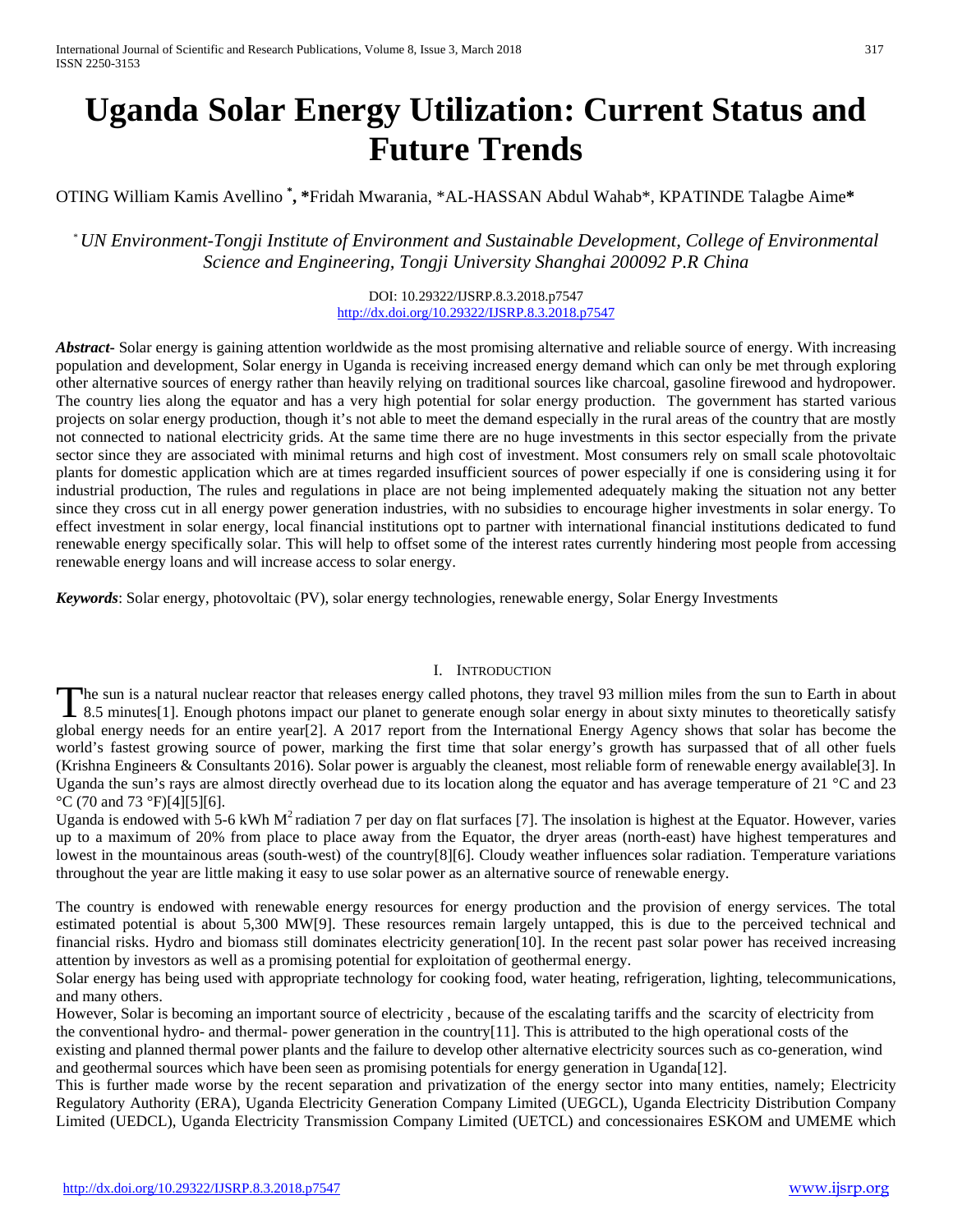# Uganda Solar Energy Utilization: Current Status and Future Trends

OTING William Kamis Avellino [*], *Fridah Mwarania, *AL-HASSAN Abdul Wahab*, KPATINDE Talagbe Aime*

[*] *UN Environment-Tongji Institute of Environment and Sustainable Development, College of Environmental Science and Engineering, Tongji University Shanghai 200092 P.R China*

DOI: 10.29322/IJSRP.8.3.2018.p7547
http://dx.doi.org/10.29322/IJSRP.8.3.2018.p7547

***Abstract***- Solar energy is gaining attention worldwide as the most promising alternative and reliable source of energy. With increasing population and development, Solar energy in Uganda is receiving increased energy demand which can only be met through exploring other alternative sources of energy rather than heavily relying on traditional sources like charcoal, gasoline firewood and hydropower. The country lies along the equator and has a very high potential for solar energy production. The government has started various projects on solar energy production, though it's not able to meet the demand especially in the rural areas of the country that are mostly not connected to national electricity grids. At the same time there are no huge investments in this sector especially from the private sector since they are associated with minimal returns and high cost of investment. Most consumers rely on small scale photovoltaic plants for domestic application which are at times regarded insufficient sources of power especially if one is considering using it for industrial production, The rules and regulations in place are not being implemented adequately making the situation not any better since they cross cut in all energy power generation industries, with no subsidies to encourage higher investments in solar energy. To effect investment in solar energy, local financial institutions opt to partner with international financial institutions dedicated to fund renewable energy specifically solar. This will help to offset some of the interest rates currently hindering most people from accessing renewable energy loans and will increase access to solar energy.

***Keywords***: Solar energy, photovoltaic (PV), solar energy technologies, renewable energy, Solar Energy Investments

## I. Introduction

The sun is a natural nuclear reactor that releases energy called photons, they travel 93 million miles from the sun to Earth in about 8.5 minutes[1]. Enough photons impact our planet to generate enough solar energy in about sixty minutes to theoretically satisfy global energy needs for an entire year[2]. A 2017 report from the International Energy Agency shows that solar has become the world's fastest growing source of power, marking the first time that solar energy's growth has surpassed that of all other fuels (Krishna Engineers & Consultants 2016). Solar power is arguably the cleanest, most reliable form of renewable energy available[3]. In Uganda the sun's rays are almost directly overhead due to its location along the equator and has average temperature of 21 °C and 23 °C (70 and 73 °F)[4][5][6].

Uganda is endowed with 5-6 kWh $M^2$ radiation 7 per day on flat surfaces [7]. The insolation is highest at the Equator. However, varies up to a maximum of 20% from place to place away from the Equator, the dryer areas (north-east) have highest temperatures and lowest in the mountainous areas (south-west) of the country[8][6]. Cloudy weather influences solar radiation. Temperature variations throughout the year are little making it easy to use solar power as an alternative source of renewable energy.

The country is endowed with renewable energy resources for energy production and the provision of energy services. The total estimated potential is about 5,300 MW[9]. These resources remain largely untapped, this is due to the perceived technical and financial risks. Hydro and biomass still dominates electricity generation[10]. In the recent past solar power has received increasing attention by investors as well as a promising potential for exploitation of geothermal energy.

Solar energy has being used with appropriate technology for cooking food, water heating, refrigeration, lighting, telecommunications, and many others.

However, Solar is becoming an important source of electricity , because of the escalating tariffs and the scarcity of electricity from the conventional hydro- and thermal- power generation in the country[11]. This is attributed to the high operational costs of the existing and planned thermal power plants and the failure to develop other alternative electricity sources such as co-generation, wind and geothermal sources which have been seen as promising potentials for energy generation in Uganda[12].

This is further made worse by the recent separation and privatization of the energy sector into many entities, namely; Electricity Regulatory Authority (ERA), Uganda Electricity Generation Company Limited (UEGCL), Uganda Electricity Distribution Company Limited (UEDCL), Uganda Electricity Transmission Company Limited (UETCL) and concessionaires ESKOM and UMEME which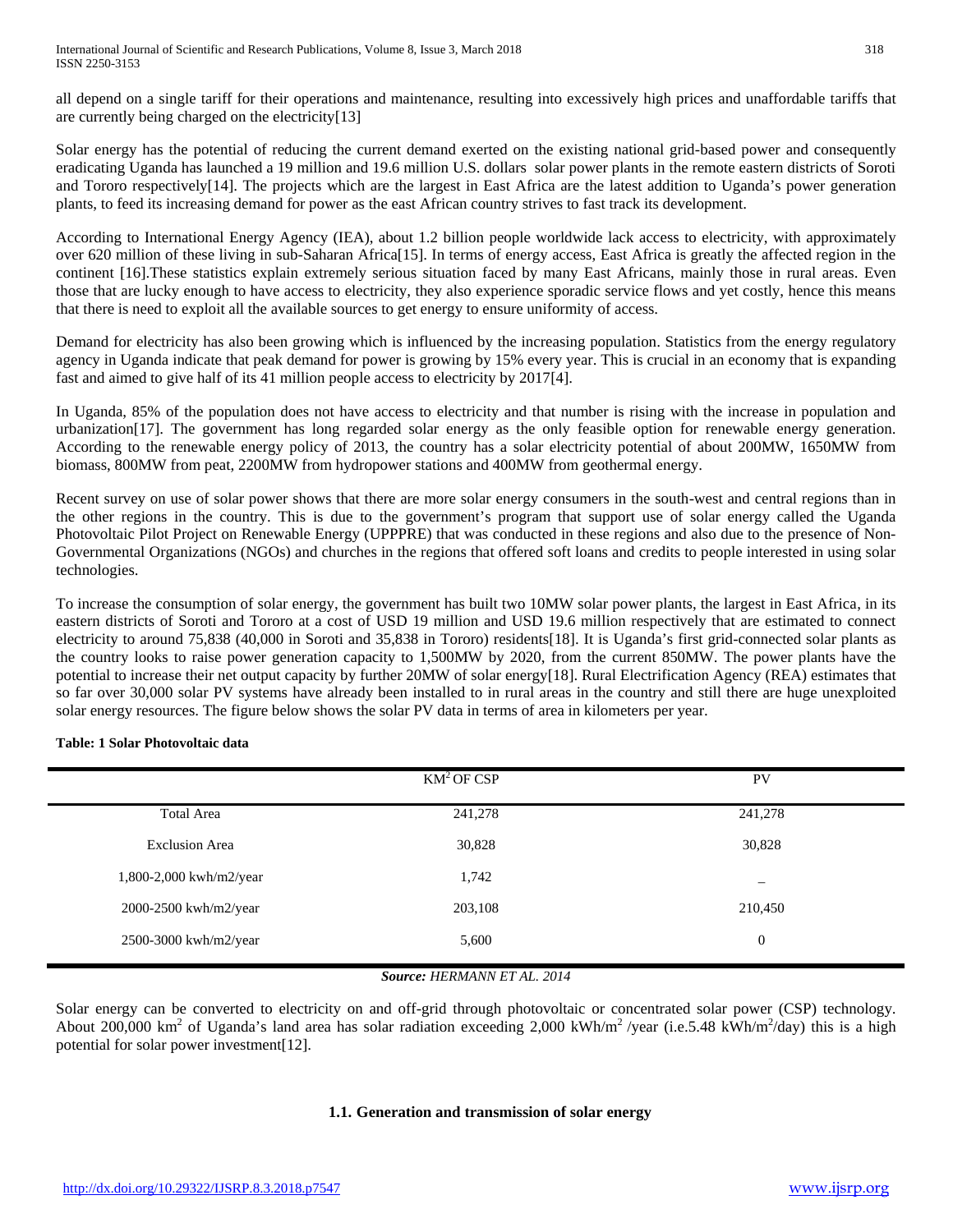all depend on a single tariff for their operations and maintenance, resulting into excessively high prices and unaffordable tariffs that are currently being charged on the electricity[13]

Solar energy has the potential of reducing the current demand exerted on the existing national grid-based power and consequently eradicating Uganda has launched a 19 million and 19.6 million U.S. dollars solar power plants in the remote eastern districts of Soroti and Tororo respectively[14]. The projects which are the largest in East Africa are the latest addition to Uganda's power generation plants, to feed its increasing demand for power as the east African country strives to fast track its development.

According to International Energy Agency (IEA), about 1.2 billion people worldwide lack access to electricity, with approximately over 620 million of these living in sub-Saharan Africa[15]. In terms of energy access, East Africa is greatly the affected region in the continent [16].These statistics explain extremely serious situation faced by many East Africans, mainly those in rural areas. Even those that are lucky enough to have access to electricity, they also experience sporadic service flows and yet costly, hence this means that there is need to exploit all the available sources to get energy to ensure uniformity of access.

Demand for electricity has also been growing which is influenced by the increasing population. Statistics from the energy regulatory agency in Uganda indicate that peak demand for power is growing by 15% every year. This is crucial in an economy that is expanding fast and aimed to give half of its 41 million people access to electricity by 2017[4].

In Uganda, 85% of the population does not have access to electricity and that number is rising with the increase in population and urbanization[17]. The government has long regarded solar energy as the only feasible option for renewable energy generation. According to the renewable energy policy of 2013, the country has a solar electricity potential of about 200MW, 1650MW from biomass, 800MW from peat, 2200MW from hydropower stations and 400MW from geothermal energy.

Recent survey on use of solar power shows that there are more solar energy consumers in the south-west and central regions than in the other regions in the country. This is due to the government's program that support use of solar energy called the Uganda Photovoltaic Pilot Project on Renewable Energy (UPPPRE) that was conducted in these regions and also due to the presence of Non-Governmental Organizations (NGOs) and churches in the regions that offered soft loans and credits to people interested in using solar technologies.

To increase the consumption of solar energy, the government has built two 10MW solar power plants, the largest in East Africa, in its eastern districts of Soroti and Tororo at a cost of USD 19 million and USD 19.6 million respectively that are estimated to connect electricity to around 75,838 (40,000 in Soroti and 35,838 in Tororo) residents[18]. It is Uganda's first grid-connected solar plants as the country looks to raise power generation capacity to 1,500MW by 2020, from the current 850MW. The power plants have the potential to increase their net output capacity by further 20MW of solar energy[18]. Rural Electrification Agency (REA) estimates that so far over 30,000 solar PV systems have already been installed to in rural areas in the country and still there are huge unexploited solar energy resources. The figure below shows the solar PV data in terms of area in kilometers per year.

**Table: 1 Solar Photovoltaic data**

| | $KM^2$ OF CSP | PV |
|---|---|---|
| Total Area | 241,278 | 241,278 |
| Exclusion Area | 30,828 | 30,828 |
| 1,800-2,000 kwh/m2/year | 1,742 | – |
| 2000-2500 kwh/m2/year | 203,108 | 210,450 |
| 2500-3000 kwh/m2/year | 5,600 | 0 |

***Source:** HERMANN ET AL. 2014*

Solar energy can be converted to electricity on and off-grid through photovoltaic or concentrated solar power (CSP) technology. About 200,000 $km^2$ of Uganda's land area has solar radiation exceeding 2,000 $kWh/m^2$ /year (i.e.5.48 $kWh/m^2$/day) this is a high potential for solar power investment[12].

### 1.1. Generation and transmission of solar energy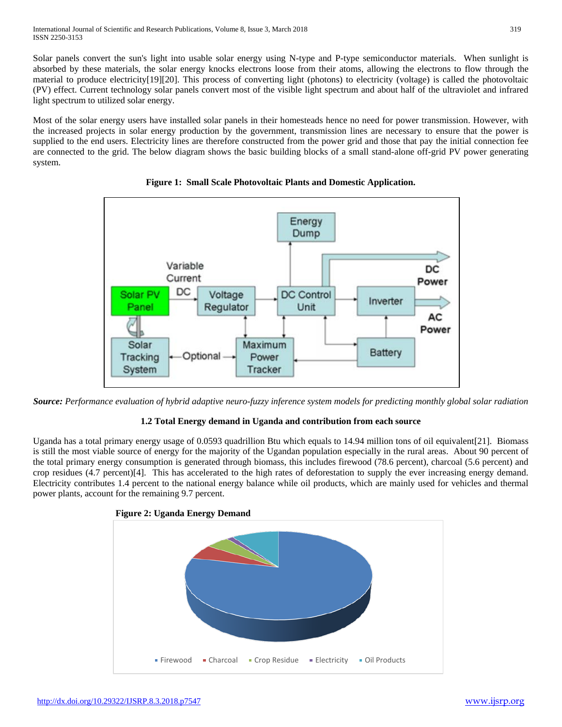Solar panels convert the sun's light into usable solar energy using N-type and P-type semiconductor materials. When sunlight is absorbed by these materials, the solar energy knocks electrons loose from their atoms, allowing the electrons to flow through the material to produce electricity[19][20]. This process of converting light (photons) to electricity (voltage) is called the photovoltaic (PV) effect. Current technology solar panels convert most of the visible light spectrum and about half of the ultraviolet and infrared light spectrum to utilized solar energy.

Most of the solar energy users have installed solar panels in their homesteads hence no need for power transmission. However, with the increased projects in solar energy production by the government, transmission lines are necessary to ensure that the power is supplied to the end users. Electricity lines are therefore constructed from the power grid and those that pay the initial connection fee are connected to the grid. The below diagram shows the basic building blocks of a small stand-alone off-grid PV power generating system.

**Figure 1: Small Scale Photovoltaic Plants and Domestic Application.**

***Source:*** *Performance evaluation of hybrid adaptive neuro-fuzzy inference system models for predicting monthly global solar radiation*

### 1.2 Total Energy demand in Uganda and contribution from each source

Uganda has a total primary energy usage of 0.0593 quadrillion Btu which equals to 14.94 million tons of oil equivalent[21]. Biomass is still the most viable source of energy for the majority of the Ugandan population especially in the rural areas. About 90 percent of the total primary energy consumption is generated through biomass, this includes firewood (78.6 percent), charcoal (5.6 percent) and crop residues (4.7 percent)[4]. This has accelerated to the high rates of deforestation to supply the ever increasing energy demand. Electricity contributes 1.4 percent to the national energy balance while oil products, which are mainly used for vehicles and thermal power plants, account for the remaining 9.7 percent.

**Figure 2: Uganda Energy Demand**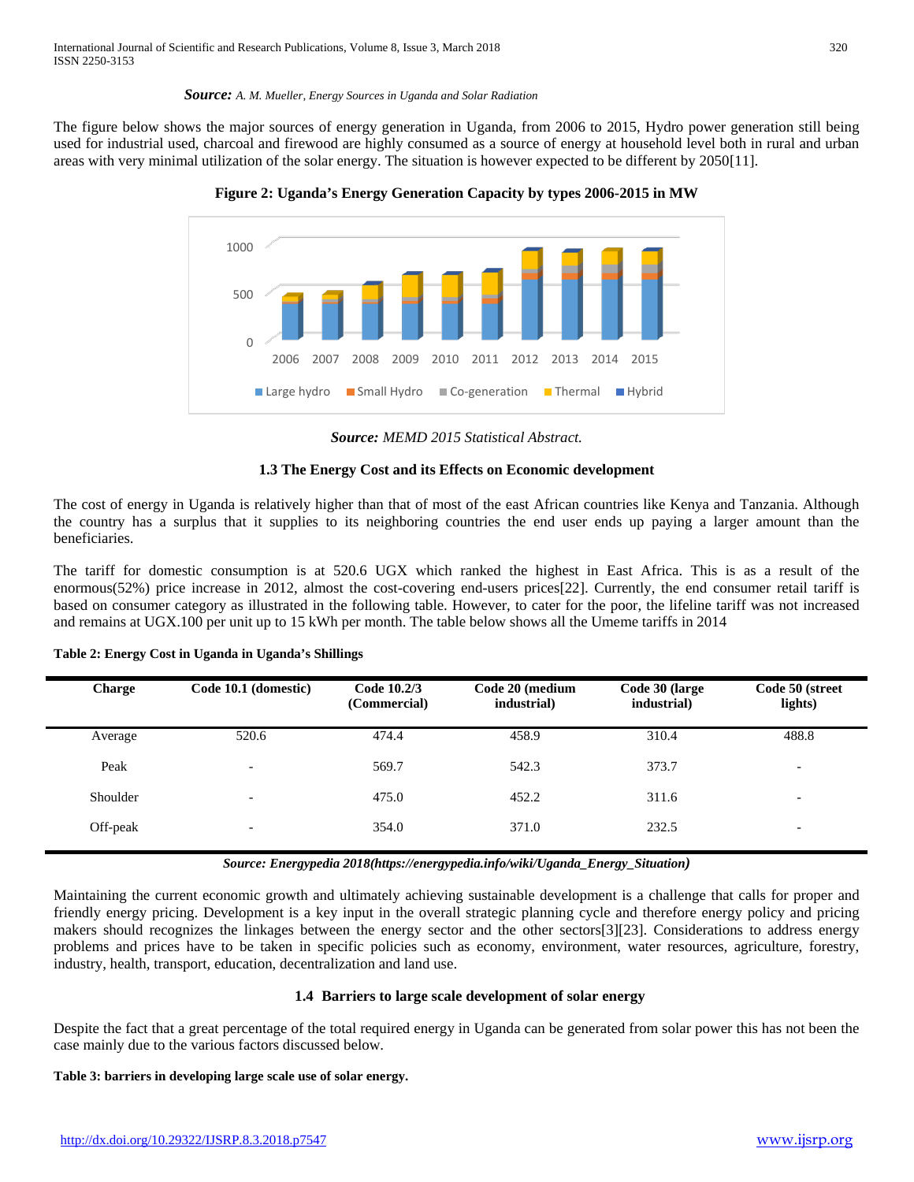***Source:*** *A. M. Mueller, Energy Sources in Uganda and Solar Radiation*

The figure below shows the major sources of energy generation in Uganda, from 2006 to 2015, Hydro power generation still being used for industrial used, charcoal and firewood are highly consumed as a source of energy at household level both in rural and urban areas with very minimal utilization of the solar energy. The situation is however expected to be different by 2050[11].

**Figure 2: Uganda's Energy Generation Capacity by types 2006-2015 in MW**

***Source:*** *MEMD 2015 Statistical Abstract.*

### 1.3 The Energy Cost and its Effects on Economic development

The cost of energy in Uganda is relatively higher than that of most of the east African countries like Kenya and Tanzania. Although the country has a surplus that it supplies to its neighboring countries the end user ends up paying a larger amount than the beneficiaries.

The tariff for domestic consumption is at 520.6 UGX which ranked the highest in East Africa. This is as a result of the enormous(52%) price increase in 2012, almost the cost-covering end-users prices[22]. Currently, the end consumer retail tariff is based on consumer category as illustrated in the following table. However, to cater for the poor, the lifeline tariff was not increased and remains at UGX.100 per unit up to 15 kWh per month. The table below shows all the Umeme tariffs in 2014

**Table 2: Energy Cost in Uganda in Uganda's Shillings**

| Charge | Code 10.1 (domestic) | Code 10.2/3 (Commercial) | Code 20 (medium industrial) | Code 30 (large industrial) | Code 50 (street lights) |
|---|---|---|---|---|---|
| Average | 520.6 | 474.4 | 458.9 | 310.4 | 488.8 |
| Peak | - | 569.7 | 542.3 | 373.7 | - |
| Shoulder | - | 475.0 | 452.2 | 311.6 | - |
| Off-peak | - | 354.0 | 371.0 | 232.5 | - |

***Source: Energypedia 2018(https://energypedia.info/wiki/Uganda_Energy_Situation)***

Maintaining the current economic growth and ultimately achieving sustainable development is a challenge that calls for proper and friendly energy pricing. Development is a key input in the overall strategic planning cycle and therefore energy policy and pricing makers should recognizes the linkages between the energy sector and the other sectors[3][23]. Considerations to address energy problems and prices have to be taken in specific policies such as economy, environment, water resources, agriculture, forestry, industry, health, transport, education, decentralization and land use.

### 1.4 Barriers to large scale development of solar energy

Despite the fact that a great percentage of the total required energy in Uganda can be generated from solar power this has not been the case mainly due to the various factors discussed below.

**Table 3: barriers in developing large scale use of solar energy.**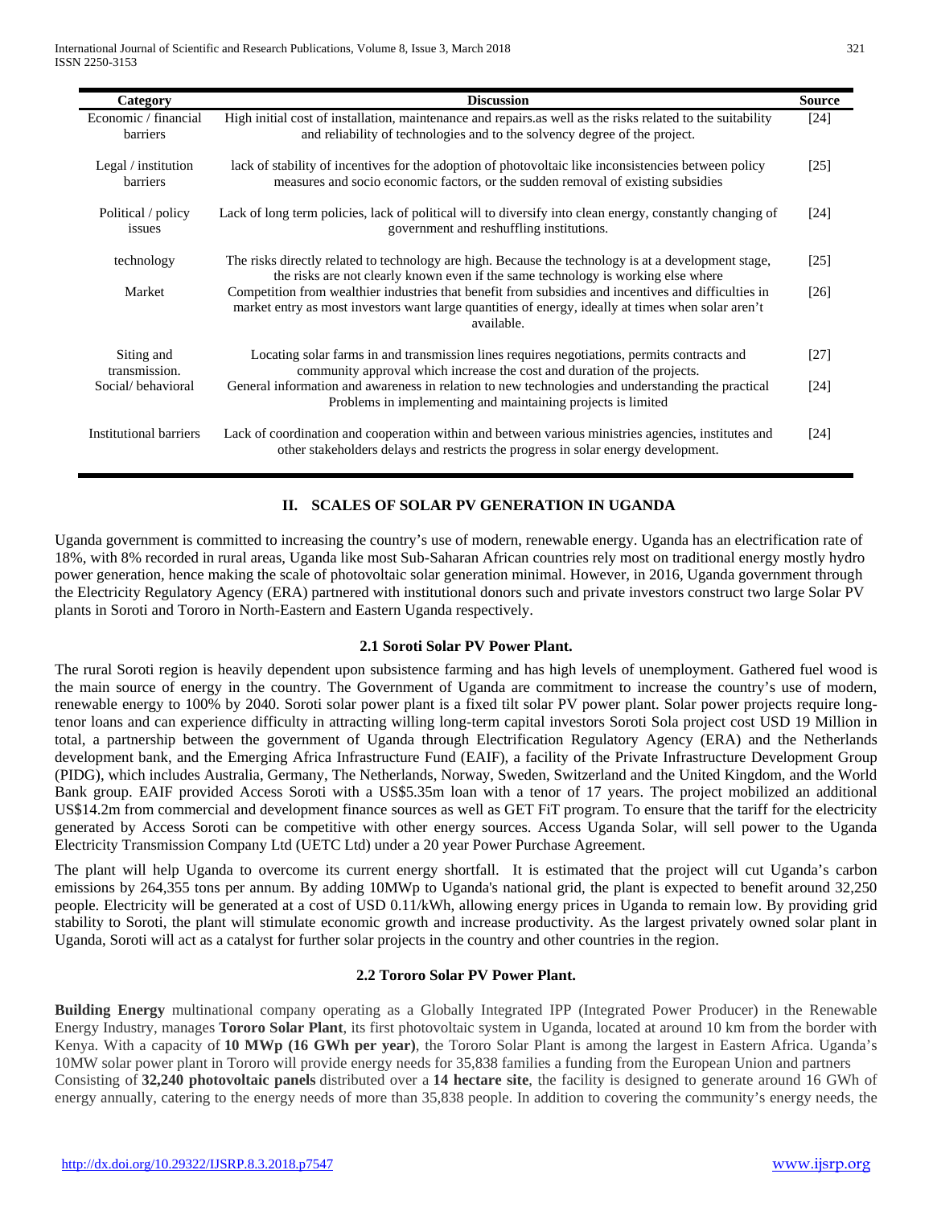| Category | Discussion | Source |
|---|---|---|
| Economic / financial barriers | High initial cost of installation, maintenance and repairs.as well as the risks related to the suitability and reliability of technologies and to the solvency degree of the project. | [24] |
| Legal / institution barriers | lack of stability of incentives for the adoption of photovoltaic like inconsistencies between policy measures and socio economic factors, or the sudden removal of existing subsidies | [25] |
| Political / policy issues | Lack of long term policies, lack of political will to diversify into clean energy, constantly changing of government and reshuffling institutions. | [24] |
| technology | The risks directly related to technology are high. Because the technology is at a development stage, the risks are not clearly known even if the same technology is working else where | [25] |
| Market | Competition from wealthier industries that benefit from subsidies and incentives and difficulties in market entry as most investors want large quantities of energy, ideally at times when solar aren't available. | [26] |
| Siting and transmission. | Locating solar farms in and transmission lines requires negotiations, permits contracts and community approval which increase the cost and duration of the projects. | [27] |
| Social/ behavioral | General information and awareness in relation to new technologies and understanding the practical Problems in implementing and maintaining projects is limited | [24] |
| Institutional barriers | Lack of coordination and cooperation within and between various ministries agencies, institutes and other stakeholders delays and restricts the progress in solar energy development. | [24] |

## II. SCALES OF SOLAR PV GENERATION IN UGANDA

Uganda government is committed to increasing the country's use of modern, renewable energy. Uganda has an electrification rate of 18%, with 8% recorded in rural areas, Uganda like most Sub-Saharan African countries rely most on traditional energy mostly hydro power generation, hence making the scale of photovoltaic solar generation minimal. However, in 2016, Uganda government through the Electricity Regulatory Agency (ERA) partnered with institutional donors such and private investors construct two large Solar PV plants in Soroti and Tororo in North-Eastern and Eastern Uganda respectively.

### 2.1 Soroti Solar PV Power Plant.

The rural Soroti region is heavily dependent upon subsistence farming and has high levels of unemployment. Gathered fuel wood is the main source of energy in the country. The Government of Uganda are commitment to increase the country's use of modern, renewable energy to 100% by 2040. Soroti solar power plant is a fixed tilt solar PV power plant. Solar power projects require long-tenor loans and can experience difficulty in attracting willing long-term capital investors Soroti Sola project cost USD 19 Million in total, a partnership between the government of Uganda through Electrification Regulatory Agency (ERA) and the Netherlands development bank, and the Emerging Africa Infrastructure Fund (EAIF), a facility of the Private Infrastructure Development Group (PIDG), which includes Australia, Germany, The Netherlands, Norway, Sweden, Switzerland and the United Kingdom, and the World Bank group. EAIF provided Access Soroti with a US$5.35m loan with a tenor of 17 years. The project mobilized an additional US$14.2m from commercial and development finance sources as well as GET FiT program. To ensure that the tariff for the electricity generated by Access Soroti can be competitive with other energy sources. Access Uganda Solar, will sell power to the Uganda Electricity Transmission Company Ltd (UETC Ltd) under a 20 year Power Purchase Agreement.

The plant will help Uganda to overcome its current energy shortfall. It is estimated that the project will cut Uganda's carbon emissions by 264,355 tons per annum. By adding 10MWp to Uganda's national grid, the plant is expected to benefit around 32,250 people. Electricity will be generated at a cost of USD 0.11/kWh, allowing energy prices in Uganda to remain low. By providing grid stability to Soroti, the plant will stimulate economic growth and increase productivity. As the largest privately owned solar plant in Uganda, Soroti will act as a catalyst for further solar projects in the country and other countries in the region.

### 2.2 Tororo Solar PV Power Plant.

**Building Energy** multinational company operating as a Globally Integrated IPP (Integrated Power Producer) in the Renewable Energy Industry, manages **Tororo Solar Plant**, its first photovoltaic system in Uganda, located at around 10 km from the border with Kenya. With a capacity of **10 MWp (16 GWh per year)**, the Tororo Solar Plant is among the largest in Eastern Africa. Uganda's 10MW solar power plant in Tororo will provide energy needs for 35,838 families a funding from the European Union and partners Consisting of **32,240 photovoltaic panels** distributed over a **14 hectare site**, the facility is designed to generate around 16 GWh of energy annually, catering to the energy needs of more than 35,838 people. In addition to covering the community's energy needs, the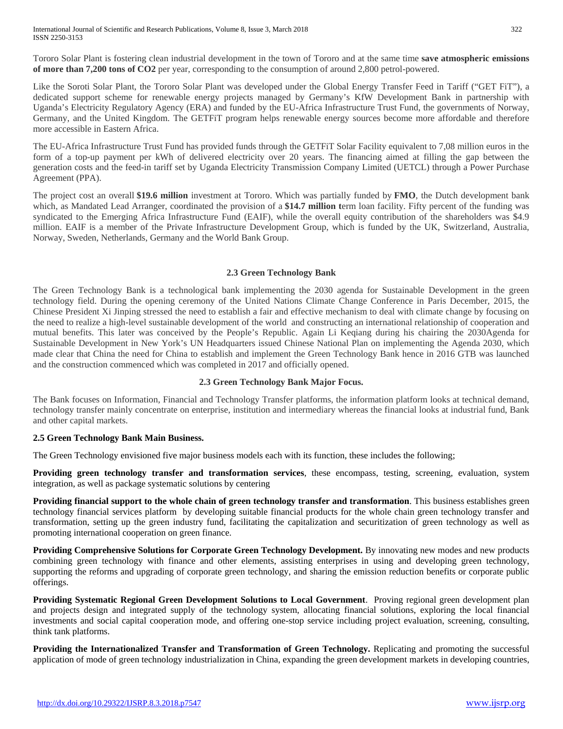Tororo Solar Plant is fostering clean industrial development in the town of Tororo and at the same time **save atmospheric emissions of more than 7,200 tons of $CO_2$** per year, corresponding to the consumption of around 2,800 petrol-powered.

Like the Soroti Solar Plant, the Tororo Solar Plant was developed under the Global Energy Transfer Feed in Tariff ("GET FiT"), a dedicated support scheme for renewable energy projects managed by Germany's KfW Development Bank in partnership with Uganda's Electricity Regulatory Agency (ERA) and funded by the EU-Africa Infrastructure Trust Fund, the governments of Norway, Germany, and the United Kingdom. The GETFiT program helps renewable energy sources become more affordable and therefore more accessible in Eastern Africa.

The EU-Africa Infrastructure Trust Fund has provided funds through the GETFiT Solar Facility equivalent to 7,08 million euros in the form of a top-up payment per kWh of delivered electricity over 20 years. The financing aimed at filling the gap between the generation costs and the feed-in tariff set by Uganda Electricity Transmission Company Limited (UETCL) through a Power Purchase Agreement (PPA).

The project cost an overall **$19.6 million** investment at Tororo. Which was partially funded by **FMO**, the Dutch development bank which, as Mandated Lead Arranger, coordinated the provision of a **$14.7 million t**erm loan facility. Fifty percent of the funding was syndicated to the Emerging Africa Infrastructure Fund (EAIF), while the overall equity contribution of the shareholders was $4.9 million. EAIF is a member of the Private Infrastructure Development Group, which is funded by the UK, Switzerland, Australia, Norway, Sweden, Netherlands, Germany and the World Bank Group.

### 2.3 Green Technology Bank

The Green Technology Bank is a technological bank implementing the 2030 agenda for Sustainable Development in the green technology field. During the opening ceremony of the United Nations Climate Change Conference in Paris December, 2015, the Chinese President Xi Jinping stressed the need to establish a fair and effective mechanism to deal with climate change by focusing on the need to realize a high-level sustainable development of the world and constructing an international relationship of cooperation and mutual benefits. This later was conceived by the People's Republic. Again Li Keqiang during his chairing the 2030Agenda for Sustainable Development in New York's UN Headquarters issued Chinese National Plan on implementing the Agenda 2030, which made clear that China the need for China to establish and implement the Green Technology Bank hence in 2016 GTB was launched and the construction commenced which was completed in 2017 and officially opened.

### 2.3 Green Technology Bank Major Focus.

The Bank focuses on Information, Financial and Technology Transfer platforms, the information platform looks at technical demand, technology transfer mainly concentrate on enterprise, institution and intermediary whereas the financial looks at industrial fund, Bank and other capital markets.

### 2.5 Green Technology Bank Main Business.

The Green Technology envisioned five major business models each with its function, these includes the following;

**Providing green technology transfer and transformation services**, these encompass, testing, screening, evaluation, system integration, as well as package systematic solutions by centering

**Providing financial support to the whole chain of green technology transfer and transformation**. This business establishes green technology financial services platform by developing suitable financial products for the whole chain green technology transfer and transformation, setting up the green industry fund, facilitating the capitalization and securitization of green technology as well as promoting international cooperation on green finance.

**Providing Comprehensive Solutions for Corporate Green Technology Development.** By innovating new modes and new products combining green technology with finance and other elements, assisting enterprises in using and developing green technology, supporting the reforms and upgrading of corporate green technology, and sharing the emission reduction benefits or corporate public offerings.

**Providing Systematic Regional Green Development Solutions to Local Government**. Proving regional green development plan and projects design and integrated supply of the technology system, allocating financial solutions, exploring the local financial investments and social capital cooperation mode, and offering one-stop service including project evaluation, screening, consulting, think tank platforms.

**Providing the Internationalized Transfer and Transformation of Green Technology.** Replicating and promoting the successful application of mode of green technology industrialization in China, expanding the green development markets in developing countries,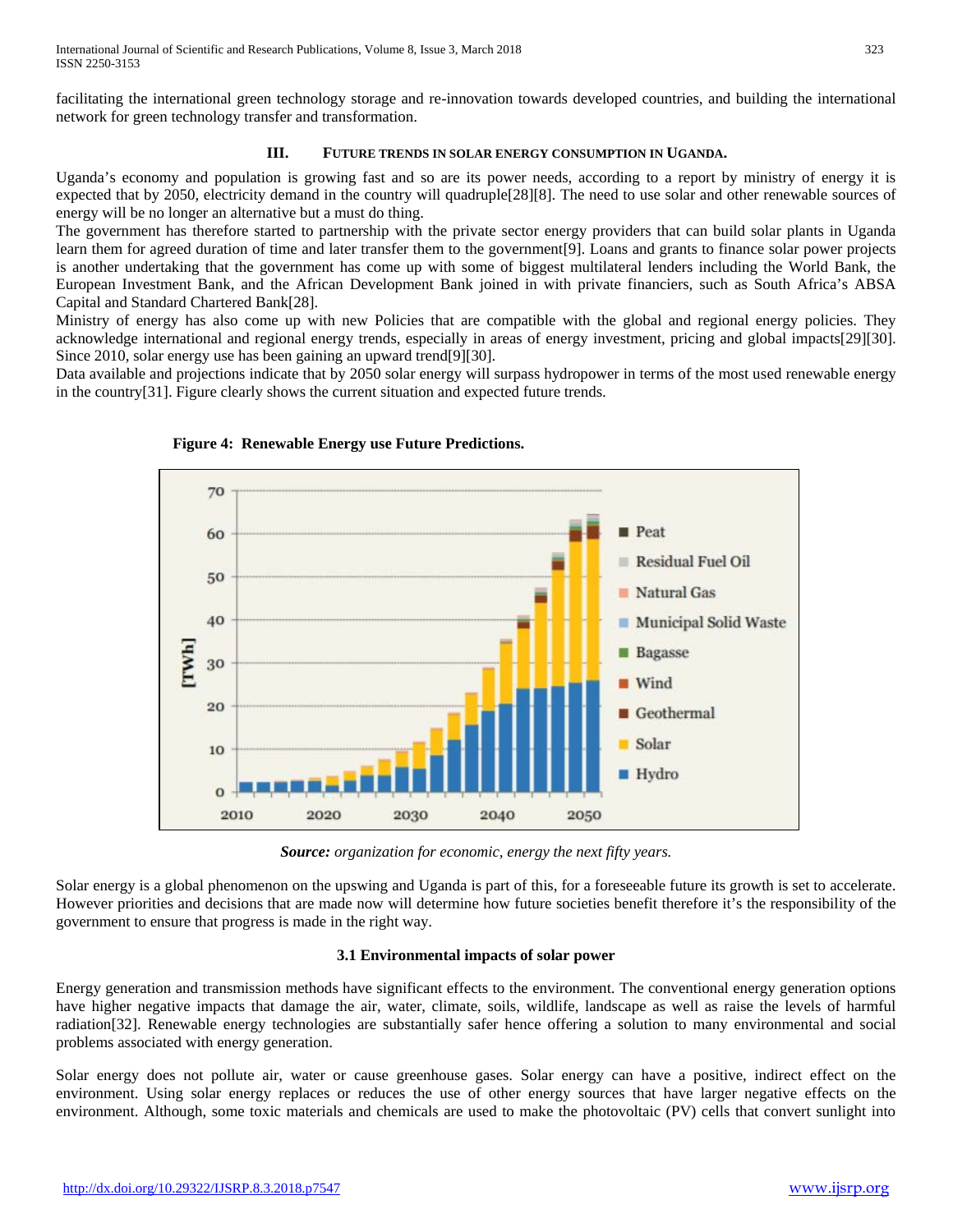facilitating the international green technology storage and re-innovation towards developed countries, and building the international network for green technology transfer and transformation.

## III. FUTURE TRENDS IN SOLAR ENERGY CONSUMPTION IN UGANDA.

Uganda's economy and population is growing fast and so are its power needs, according to a report by ministry of energy it is expected that by 2050, electricity demand in the country will quadruple[28][8]. The need to use solar and other renewable sources of energy will be no longer an alternative but a must do thing.

The government has therefore started to partnership with the private sector energy providers that can build solar plants in Uganda learn them for agreed duration of time and later transfer them to the government[9]. Loans and grants to finance solar power projects is another undertaking that the government has come up with some of biggest multilateral lenders including the World Bank, the European Investment Bank, and the African Development Bank joined in with private financiers, such as South Africa's ABSA Capital and Standard Chartered Bank[28].

Ministry of energy has also come up with new Policies that are compatible with the global and regional energy policies. They acknowledge international and regional energy trends, especially in areas of energy investment, pricing and global impacts[29][30]. Since 2010, solar energy use has been gaining an upward trend[9][30].

Data available and projections indicate that by 2050 solar energy will surpass hydropower in terms of the most used renewable energy in the country[31]. Figure clearly shows the current situation and expected future trends.

**Figure 4: Renewable Energy use Future Predictions.**

***Source:*** *organization for economic, energy the next fifty years.*

Solar energy is a global phenomenon on the upswing and Uganda is part of this, for a foreseeable future its growth is set to accelerate. However priorities and decisions that are made now will determine how future societies benefit therefore it's the responsibility of the government to ensure that progress is made in the right way.

### 3.1 Environmental impacts of solar power

Energy generation and transmission methods have significant effects to the environment. The conventional energy generation options have higher negative impacts that damage the air, water, climate, soils, wildlife, landscape as well as raise the levels of harmful radiation[32]. Renewable energy technologies are substantially safer hence offering a solution to many environmental and social problems associated with energy generation.

Solar energy does not pollute air, water or cause greenhouse gases. Solar energy can have a positive, indirect effect on the environment. Using solar energy replaces or reduces the use of other energy sources that have larger negative effects on the environment. Although, some toxic materials and chemicals are used to make the photovoltaic (PV) cells that convert sunlight into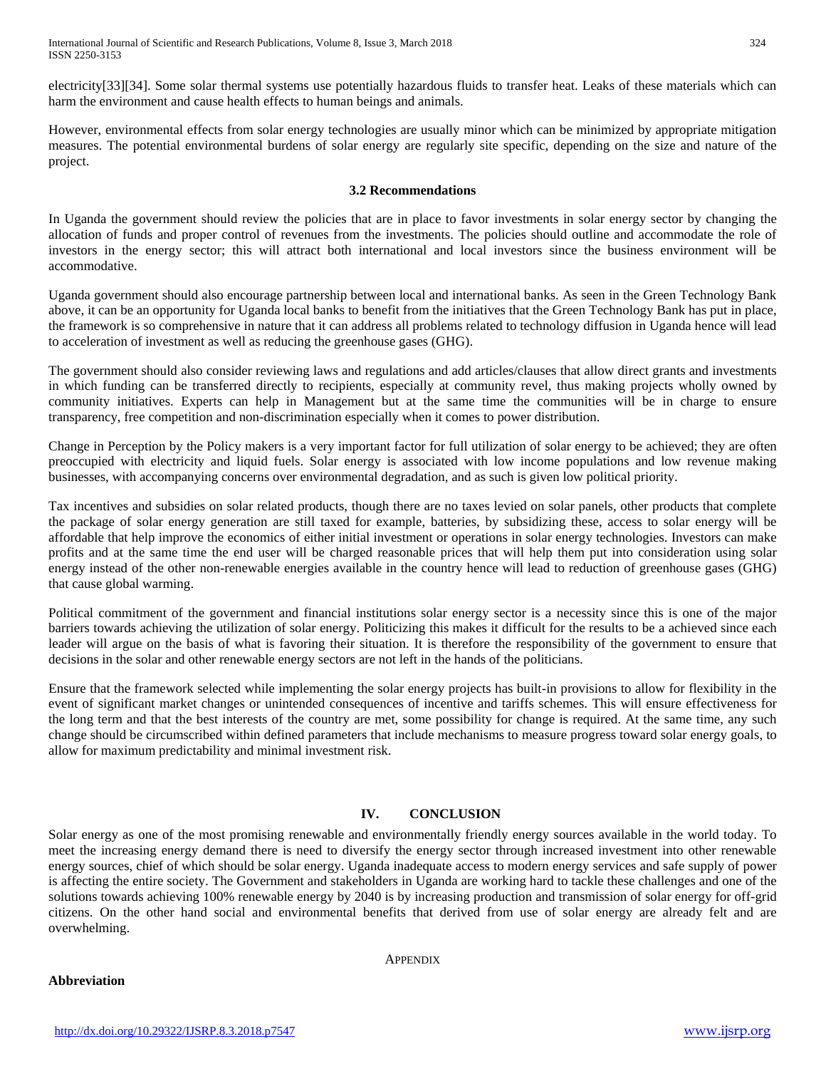electricity[33][34]. Some solar thermal systems use potentially hazardous fluids to transfer heat. Leaks of these materials which can harm the environment and cause health effects to human beings and animals.

However, environmental effects from solar energy technologies are usually minor which can be minimized by appropriate mitigation measures. The potential environmental burdens of solar energy are regularly site specific, depending on the size and nature of the project.

### 3.2 Recommendations

In Uganda the government should review the policies that are in place to favor investments in solar energy sector by changing the allocation of funds and proper control of revenues from the investments. The policies should outline and accommodate the role of investors in the energy sector; this will attract both international and local investors since the business environment will be accommodative.

Uganda government should also encourage partnership between local and international banks. As seen in the Green Technology Bank above, it can be an opportunity for Uganda local banks to benefit from the initiatives that the Green Technology Bank has put in place, the framework is so comprehensive in nature that it can address all problems related to technology diffusion in Uganda hence will lead to acceleration of investment as well as reducing the greenhouse gases (GHG).

The government should also consider reviewing laws and regulations and add articles/clauses that allow direct grants and investments in which funding can be transferred directly to recipients, especially at community revel, thus making projects wholly owned by community initiatives. Experts can help in Management but at the same time the communities will be in charge to ensure transparency, free competition and non-discrimination especially when it comes to power distribution.

Change in Perception by the Policy makers is a very important factor for full utilization of solar energy to be achieved; they are often preoccupied with electricity and liquid fuels. Solar energy is associated with low income populations and low revenue making businesses, with accompanying concerns over environmental degradation, and as such is given low political priority.

Tax incentives and subsidies on solar related products, though there are no taxes levied on solar panels, other products that complete the package of solar energy generation are still taxed for example, batteries, by subsidizing these, access to solar energy will be affordable that help improve the economics of either initial investment or operations in solar energy technologies. Investors can make profits and at the same time the end user will be charged reasonable prices that will help them put into consideration using solar energy instead of the other non-renewable energies available in the country hence will lead to reduction of greenhouse gases (GHG) that cause global warming.

Political commitment of the government and financial institutions solar energy sector is a necessity since this is one of the major barriers towards achieving the utilization of solar energy. Politicizing this makes it difficult for the results to be a achieved since each leader will argue on the basis of what is favoring their situation. It is therefore the responsibility of the government to ensure that decisions in the solar and other renewable energy sectors are not left in the hands of the politicians.

Ensure that the framework selected while implementing the solar energy projects has built-in provisions to allow for flexibility in the event of significant market changes or unintended consequences of incentive and tariffs schemes. This will ensure effectiveness for the long term and that the best interests of the country are met, some possibility for change is required. At the same time, any such change should be circumscribed within defined parameters that include mechanisms to measure progress toward solar energy goals, to allow for maximum predictability and minimal investment risk.

## IV. CONCLUSION

Solar energy as one of the most promising renewable and environmentally friendly energy sources available in the world today. To meet the increasing energy demand there is need to diversify the energy sector through increased investment into other renewable energy sources, chief of which should be solar energy. Uganda inadequate access to modern energy services and safe supply of power is affecting the entire society. The Government and stakeholders in Uganda are working hard to tackle these challenges and one of the solutions towards achieving 100% renewable energy by 2040 is by increasing production and transmission of solar energy for off-grid citizens. On the other hand social and environmental benefits that derived from use of solar energy are already felt and are overwhelming.

APPENDIX

**Abbreviation**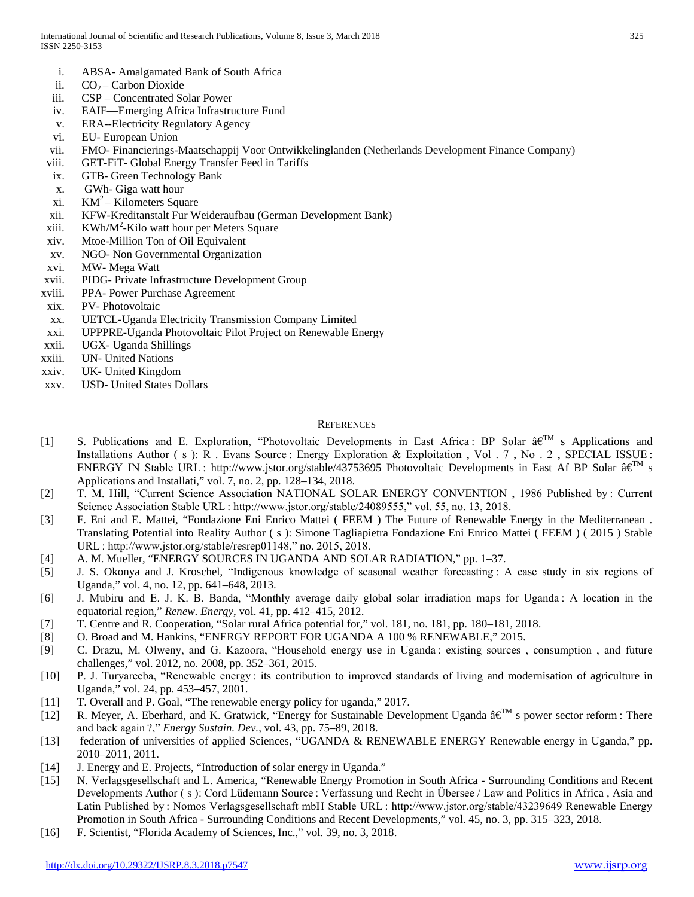i. ABSA- Amalgamated Bank of South Africa
ii. $CO_2$ – Carbon Dioxide
iii. CSP – Concentrated Solar Power
iv. EAIF—Emerging Africa Infrastructure Fund
v. ERA--Electricity Regulatory Agency
vi. EU- European Union
vii. FMO- Financierings-Maatschappij Voor Ontwikkelinglanden (Netherlands Development Finance Company)
viii. GET-FiT- Global Energy Transfer Feed in Tariffs
ix. GTB- Green Technology Bank
x. GWh- Giga watt hour
xi. $KM^2$ – Kilometers Square
xii. KFW-Kreditanstalt Fur Weideraufbau (German Development Bank)
xiii. $KWh/M^2$-Kilo watt hour per Meters Square
xiv. Mtoe-Million Ton of Oil Equivalent
xv. NGO- Non Governmental Organization
xvi. MW- Mega Watt
xvii. PIDG- Private Infrastructure Development Group
xviii. PPA- Power Purchase Agreement
xix. PV- Photovoltaic
xx. UETCL-Uganda Electricity Transmission Company Limited
xxi. UPPPRE-Uganda Photovoltaic Pilot Project on Renewable Energy
xxii. UGX- Uganda Shillings
xxiii. UN- United Nations
xxiv. UK- United Kingdom
xxv. USD- United States Dollars

## REFERENCES

[1] S. Publications and E. Exploration, "Photovoltaic Developments in East Africa : BP Solar â€™ s Applications and Installations Author ( s ): R . Evans Source : Energy Exploration & Exploitation , Vol . 7 , No . 2 , SPECIAL ISSUE : ENERGY IN Stable URL : http://www.jstor.org/stable/43753695 Photovoltaic Developments in East Af BP Solar â€™ s Applications and Installati," vol. 7, no. 2, pp. 128–134, 2018.

[2] T. M. Hill, "Current Science Association NATIONAL SOLAR ENERGY CONVENTION , 1986 Published by : Current Science Association Stable URL : http://www.jstor.org/stable/24089555," vol. 55, no. 13, 2018.

[3] F. Eni and E. Mattei, "Fondazione Eni Enrico Mattei ( FEEM ) The Future of Renewable Energy in the Mediterranean . Translating Potential into Reality Author ( s ): Simone Tagliapietra Fondazione Eni Enrico Mattei ( FEEM ) ( 2015 ) Stable URL : http://www.jstor.org/stable/resrep01148," no. 2015, 2018.

[4] A. M. Mueller, "ENERGY SOURCES IN UGANDA AND SOLAR RADIATION," pp. 1–37.

[5] J. S. Okonya and J. Kroschel, "Indigenous knowledge of seasonal weather forecasting : A case study in six regions of Uganda," vol. 4, no. 12, pp. 641–648, 2013.

[6] J. Mubiru and E. J. K. B. Banda, "Monthly average daily global solar irradiation maps for Uganda : A location in the equatorial region," *Renew. Energy*, vol. 41, pp. 412–415, 2012.

[7] T. Centre and R. Cooperation, "Solar rural Africa potential for," vol. 181, no. 181, pp. 180–181, 2018.

[8] O. Broad and M. Hankins, "ENERGY REPORT FOR UGANDA A 100 % RENEWABLE," 2015.

[9] C. Drazu, M. Olweny, and G. Kazoora, "Household energy use in Uganda : existing sources , consumption , and future challenges," vol. 2012, no. 2008, pp. 352–361, 2015.

[10] P. J. Turyareeba, "Renewable energy : its contribution to improved standards of living and modernisation of agriculture in Uganda," vol. 24, pp. 453–457, 2001.

[11] T. Overall and P. Goal, "The renewable energy policy for uganda," 2017.

[12] R. Meyer, A. Eberhard, and K. Gratwick, "Energy for Sustainable Development Uganda â€™ s power sector reform : There and back again ?," *Energy Sustain. Dev.*, vol. 43, pp. 75–89, 2018.

[13] federation of universities of applied Sciences, "UGANDA & RENEWABLE ENERGY Renewable energy in Uganda," pp. 2010–2011, 2011.

[14] J. Energy and E. Projects, "Introduction of solar energy in Uganda."

[15] N. Verlagsgesellschaft and L. America, "Renewable Energy Promotion in South Africa - Surrounding Conditions and Recent Developments Author ( s ): Cord Lüdemann Source : Verfassung und Recht in Übersee / Law and Politics in Africa , Asia and Latin Published by : Nomos Verlagsgesellschaft mbH Stable URL : http://www.jstor.org/stable/43239649 Renewable Energy Promotion in South Africa - Surrounding Conditions and Recent Developments," vol. 45, no. 3, pp. 315–323, 2018.

[16] F. Scientist, "Florida Academy of Sciences, Inc.," vol. 39, no. 3, 2018.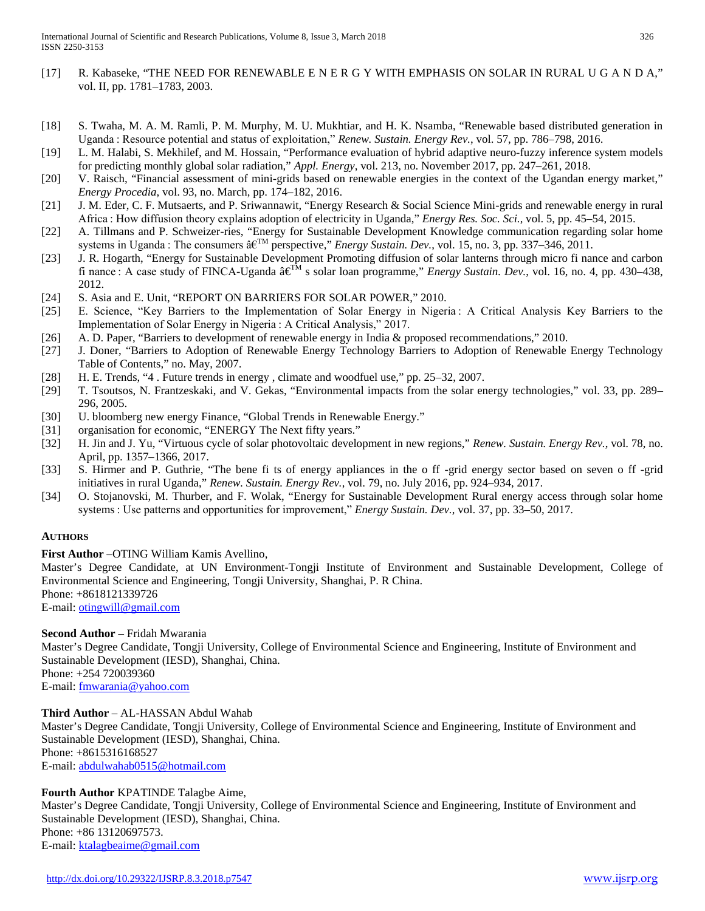[17] R. Kabaseke, “THE NEED FOR RENEWABLE E N E R G Y WITH EMPHASIS ON SOLAR IN RURAL U G A N D A,” vol. II, pp. 1781–1783, 2003.

[18] S. Twaha, M. A. M. Ramli, P. M. Murphy, M. U. Mukhtiar, and H. K. Nsamba, “Renewable based distributed generation in Uganda : Resource potential and status of exploitation,” *Renew. Sustain. Energy Rev.*, vol. 57, pp. 786–798, 2016.

[19] L. M. Halabi, S. Mekhilef, and M. Hossain, “Performance evaluation of hybrid adaptive neuro-fuzzy inference system models for predicting monthly global solar radiation,” *Appl. Energy*, vol. 213, no. November 2017, pp. 247–261, 2018.

[20] V. Raisch, “Financial assessment of mini-grids based on renewable energies in the context of the Ugandan energy market,” *Energy Procedia*, vol. 93, no. March, pp. 174–182, 2016.

[21] J. M. Eder, C. F. Mutsaerts, and P. Sriwannawit, “Energy Research & Social Science Mini-grids and renewable energy in rural Africa : How diffusion theory explains adoption of electricity in Uganda,” *Energy Res. Soc. Sci.*, vol. 5, pp. 45–54, 2015.

[22] A. Tillmans and P. Schweizer-ries, “Energy for Sustainable Development Knowledge communication regarding solar home systems in Uganda : The consumers â€™ perspective,” *Energy Sustain. Dev.*, vol. 15, no. 3, pp. 337–346, 2011.

[23] J. R. Hogarth, “Energy for Sustainable Development Promoting diffusion of solar lanterns through micro fi nance and carbon fi nance : A case study of FINCA-Uganda â€™ s solar loan programme,” *Energy Sustain. Dev.*, vol. 16, no. 4, pp. 430–438, 2012.

[24] S. Asia and E. Unit, “REPORT ON BARRIERS FOR SOLAR POWER,” 2010.

[25] E. Science, “Key Barriers to the Implementation of Solar Energy in Nigeria : A Critical Analysis Key Barriers to the Implementation of Solar Energy in Nigeria : A Critical Analysis,” 2017.

[26] A. D. Paper, “Barriers to development of renewable energy in India & proposed recommendations,” 2010.

[27] J. Doner, “Barriers to Adoption of Renewable Energy Technology Barriers to Adoption of Renewable Energy Technology Table of Contents,” no. May, 2007.

[28] H. E. Trends, “4 . Future trends in energy , climate and woodfuel use,” pp. 25–32, 2007.

[29] T. Tsoutsos, N. Frantzeskaki, and V. Gekas, “Environmental impacts from the solar energy technologies,” vol. 33, pp. 289–296, 2005.

[30] U. bloomberg new energy Finance, “Global Trends in Renewable Energy.”

[31] organisation for economic, “ENERGY The Next fifty years.”

[32] H. Jin and J. Yu, “Virtuous cycle of solar photovoltaic development in new regions,” *Renew. Sustain. Energy Rev.*, vol. 78, no. April, pp. 1357–1366, 2017.

[33] S. Hirmer and P. Guthrie, “The bene fi ts of energy appliances in the o ff -grid energy sector based on seven o ff -grid initiatives in rural Uganda,” *Renew. Sustain. Energy Rev.*, vol. 79, no. July 2016, pp. 924–934, 2017.

[34] O. Stojanovski, M. Thurber, and F. Wolak, “Energy for Sustainable Development Rural energy access through solar home systems : Use patterns and opportunities for improvement,” *Energy Sustain. Dev.*, vol. 37, pp. 33–50, 2017.

## AUTHORS

**First Author** –OTING William Kamis Avellino,
Master’s Degree Candidate, at UN Environment-Tongji Institute of Environment and Sustainable Development, College of Environmental Science and Engineering, Tongji University, Shanghai, P. R China.
Phone: +8618121339726
E-mail: otingwill@gmail.com

**Second Author** – Fridah Mwarania
Master’s Degree Candidate, Tongji University, College of Environmental Science and Engineering, Institute of Environment and Sustainable Development (IESD), Shanghai, China.
Phone: +254 720039360
E-mail: fmwarania@yahoo.com

**Third Author** – AL-HASSAN Abdul Wahab
Master’s Degree Candidate, Tongji University, College of Environmental Science and Engineering, Institute of Environment and Sustainable Development (IESD), Shanghai, China.
Phone: +8615316168527
E-mail: abdulwahab0515@hotmail.com

**Fourth Author** KPATINDE Talagbe Aime,
Master’s Degree Candidate, Tongji University, College of Environmental Science and Engineering, Institute of Environment and Sustainable Development (IESD), Shanghai, China.
Phone: +86 13120697573.
E-mail: ktalagbeaime@gmail.com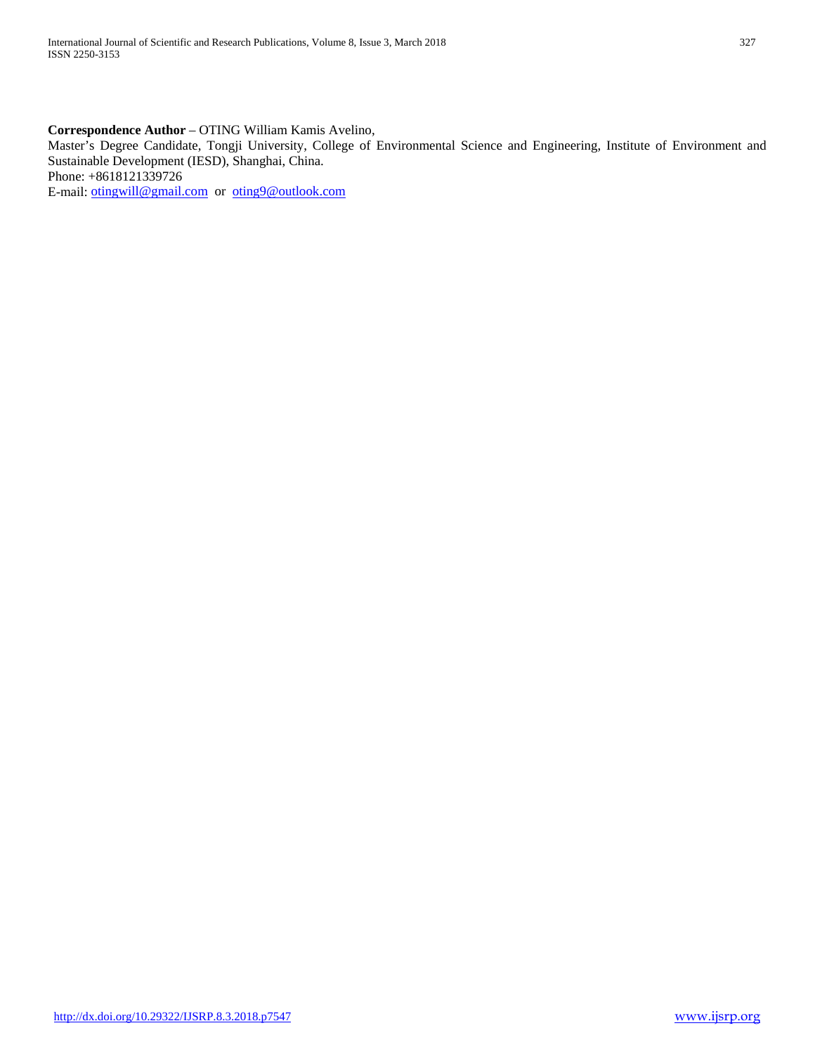**Correspondence Author** – OTING William Kamis Avelino,
Master's Degree Candidate, Tongji University, College of Environmental Science and Engineering, Institute of Environment and Sustainable Development (IESD), Shanghai, China.
Phone: +8618121339726
E-mail: otingwill@gmail.com or oting9@outlook.com